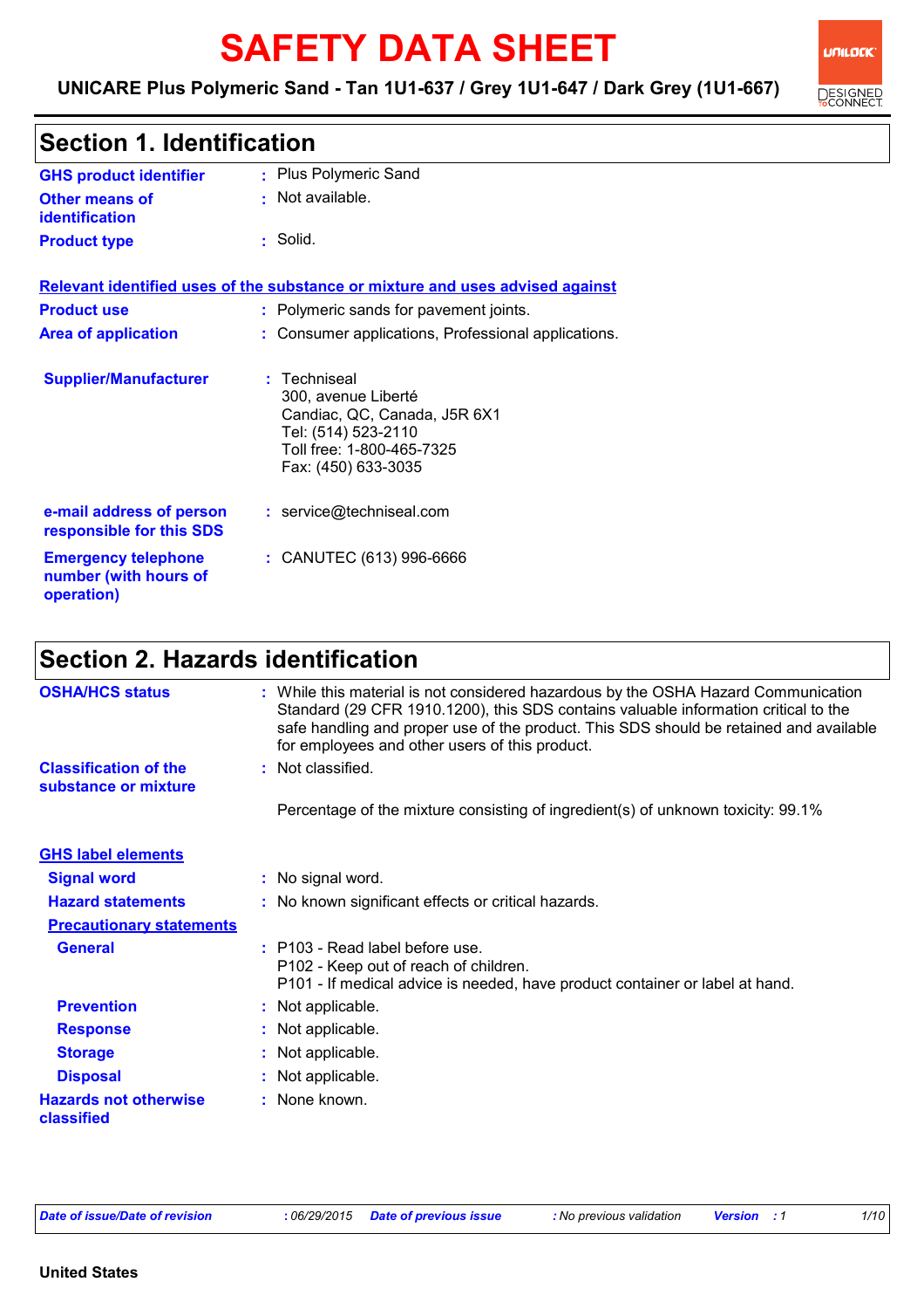# SAFETY DATA SHEET

**UNICARE Plus Polymeric Sand - Tan 1U1-637 / Grey 1U1-647 / Dark Grey (1U1-667)**

## Section 1. Identification

**GHS product identifier** : Plus Polymeric Sand

**Other means of identification** : Not available.

**Product type** : Solid.

**Relevant identified uses of the substance or mixture and uses advised against**

**Product use** : Polymeric sands for pavement joints.

**Area of application** : Consumer applications, Professional applications.

**Supplier/Manufacturer** : Techniseal
300, avenue Liberté
Candiac, QC, Canada, J5R 6X1
Tel: (514) 523-2110
Toll free: 1-800-465-7325
Fax: (450) 633-3035

**e-mail address of person responsible for this SDS** : service@techniseal.com

**Emergency telephone number (with hours of operation)** : CANUTEC (613) 996-6666

## Section 2. Hazards identification

**OSHA/HCS status** : While this material is not considered hazardous by the OSHA Hazard Communication Standard (29 CFR 1910.1200), this SDS contains valuable information critical to the safe handling and proper use of the product. This SDS should be retained and available for employees and other users of this product.

**Classification of the substance or mixture** : Not classified.

Percentage of the mixture consisting of ingredient(s) of unknown toxicity: 99.1%

**GHS label elements**

**Signal word** : No signal word.

**Hazard statements** : No known significant effects or critical hazards.

**Precautionary statements**

**General** : P103 - Read label before use.
P102 - Keep out of reach of children.
P101 - If medical advice is needed, have product container or label at hand.

**Prevention** : Not applicable.

**Response** : Not applicable.

**Storage** : Not applicable.

**Disposal** : Not applicable.

**Hazards not otherwise classified** : None known.

*Date of issue/Date of revision* : 06/29/2015 *Date of previous issue* : No previous validation *Version* : 1

United States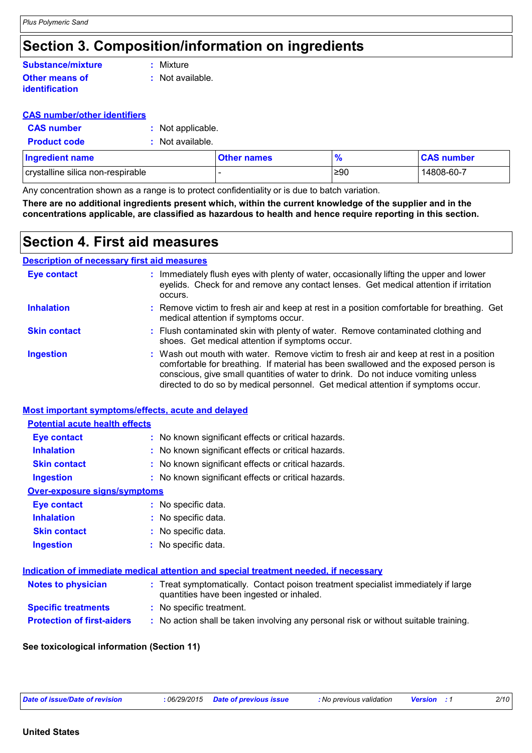# Section 3. Composition/information on ingredients

**Substance/mixture** : Mixture

**Other means of identification** : Not available.

**CAS number/other identifiers**

**CAS number** : Not applicable.

**Product code** : Not available.

| Ingredient name | Other names | % | CAS number |
|---|---|---|---|
| crystalline silica non-respirable | - | ≥90 | 14808-60-7 |

Any concentration shown as a range is to protect confidentiality or is due to batch variation.

**There are no additional ingredients present which, within the current knowledge of the supplier and in the concentrations applicable, are classified as hazardous to health and hence require reporting in this section.**

# Section 4. First aid measures

**Description of necessary first aid measures**

**Eye contact** : Immediately flush eyes with plenty of water, occasionally lifting the upper and lower eyelids. Check for and remove any contact lenses. Get medical attention if irritation occurs.

**Inhalation** : Remove victim to fresh air and keep at rest in a position comfortable for breathing. Get medical attention if symptoms occur.

**Skin contact** : Flush contaminated skin with plenty of water. Remove contaminated clothing and shoes. Get medical attention if symptoms occur.

**Ingestion** : Wash out mouth with water. Remove victim to fresh air and keep at rest in a position comfortable for breathing. If material has been swallowed and the exposed person is conscious, give small quantities of water to drink. Do not induce vomiting unless directed to do so by medical personnel. Get medical attention if symptoms occur.

**Most important symptoms/effects, acute and delayed**

**Potential acute health effects**

**Eye contact** : No known significant effects or critical hazards.

**Inhalation** : No known significant effects or critical hazards.

**Skin contact** : No known significant effects or critical hazards.

**Ingestion** : No known significant effects or critical hazards.

**Over-exposure signs/symptoms**

**Eye contact** : No specific data.

**Inhalation** : No specific data.

**Skin contact** : No specific data.

**Ingestion** : No specific data.

**Indication of immediate medical attention and special treatment needed, if necessary**

**Notes to physician** : Treat symptomatically. Contact poison treatment specialist immediately if large quantities have been ingested or inhaled.

**Specific treatments** : No specific treatment.

**Protection of first-aiders** : No action shall be taken involving any personal risk or without suitable training.

**See toxicological information (Section 11)**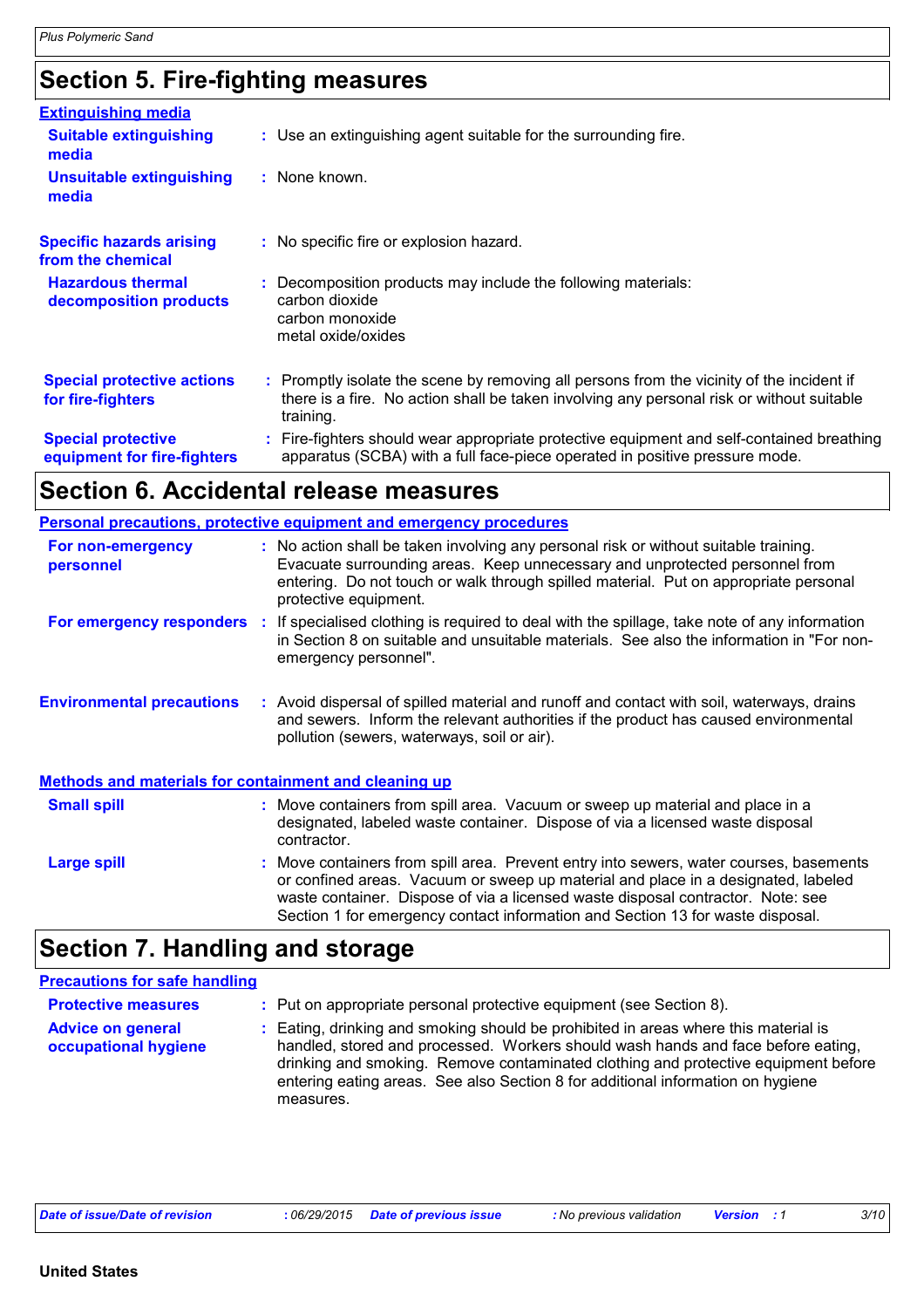## Section 5. Fire-fighting measures

**Extinguishing media**

**Suitable extinguishing media** : Use an extinguishing agent suitable for the surrounding fire.

**Unsuitable extinguishing media** : None known.

**Specific hazards arising from the chemical** : No specific fire or explosion hazard.

**Hazardous thermal decomposition products** : Decomposition products may include the following materials:
carbon dioxide
carbon monoxide
metal oxide/oxides

**Special protective actions for fire-fighters** : Promptly isolate the scene by removing all persons from the vicinity of the incident if there is a fire. No action shall be taken involving any personal risk or without suitable training.

**Special protective equipment for fire-fighters** : Fire-fighters should wear appropriate protective equipment and self-contained breathing apparatus (SCBA) with a full face-piece operated in positive pressure mode.

## Section 6. Accidental release measures

**Personal precautions, protective equipment and emergency procedures**

**For non-emergency personnel** : No action shall be taken involving any personal risk or without suitable training. Evacuate surrounding areas. Keep unnecessary and unprotected personnel from entering. Do not touch or walk through spilled material. Put on appropriate personal protective equipment.

**For emergency responders** : If specialised clothing is required to deal with the spillage, take note of any information in Section 8 on suitable and unsuitable materials. See also the information in "For non-emergency personnel".

**Environmental precautions** : Avoid dispersal of spilled material and runoff and contact with soil, waterways, drains and sewers. Inform the relevant authorities if the product has caused environmental pollution (sewers, waterways, soil or air).

**Methods and materials for containment and cleaning up**

**Small spill** : Move containers from spill area. Vacuum or sweep up material and place in a designated, labeled waste container. Dispose of via a licensed waste disposal contractor.

**Large spill** : Move containers from spill area. Prevent entry into sewers, water courses, basements or confined areas. Vacuum or sweep up material and place in a designated, labeled waste container. Dispose of via a licensed waste disposal contractor. Note: see Section 1 for emergency contact information and Section 13 for waste disposal.

## Section 7. Handling and storage

**Precautions for safe handling**

**Protective measures** : Put on appropriate personal protective equipment (see Section 8).

**Advice on general occupational hygiene** : Eating, drinking and smoking should be prohibited in areas where this material is handled, stored and processed. Workers should wash hands and face before eating, drinking and smoking. Remove contaminated clothing and protective equipment before entering eating areas. See also Section 8 for additional information on hygiene measures.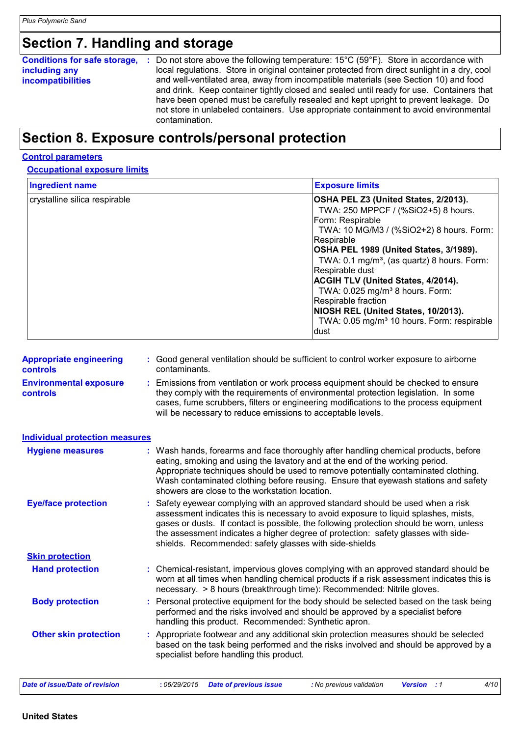## Section 7. Handling and storage

**Conditions for safe storage, including any incompatibilities** : Do not store above the following temperature: 15°C (59°F). Store in accordance with local regulations. Store in original container protected from direct sunlight in a dry, cool and well-ventilated area, away from incompatible materials (see Section 10) and food and drink. Keep container tightly closed and sealed until ready for use. Containers that have been opened must be carefully resealed and kept upright to prevent leakage. Do not store in unlabeled containers. Use appropriate containment to avoid environmental contamination.

## Section 8. Exposure controls/personal protection

### Control parameters

#### Occupational exposure limits

| Ingredient name | Exposure limits |
| --- | --- |
| crystalline silica respirable | **OSHA PEL Z3 (United States, 2/2013).**<br>TWA: 250 MPPCF / (%$SiO_2$+5) 8 hours. Form: Respirable<br>TWA: 10 MG/M3 / (%$SiO_2$+2) 8 hours. Form: Respirable<br>**OSHA PEL 1989 (United States, 3/1989).**<br>TWA: 0.1 mg/m³, (as quartz) 8 hours. Form: Respirable dust<br>**ACGIH TLV (United States, 4/2014).**<br>TWA: 0.025 mg/m³ 8 hours. Form: Respirable fraction<br>**NIOSH REL (United States, 10/2013).**<br>TWA: 0.05 mg/m³ 10 hours. Form: respirable dust |

**Appropriate engineering controls** : Good general ventilation should be sufficient to control worker exposure to airborne contaminants.

**Environmental exposure controls** : Emissions from ventilation or work process equipment should be checked to ensure they comply with the requirements of environmental protection legislation. In some cases, fume scrubbers, filters or engineering modifications to the process equipment will be necessary to reduce emissions to acceptable levels.

### Individual protection measures

**Hygiene measures** : Wash hands, forearms and face thoroughly after handling chemical products, before eating, smoking and using the lavatory and at the end of the working period. Appropriate techniques should be used to remove potentially contaminated clothing. Wash contaminated clothing before reusing. Ensure that eyewash stations and safety showers are close to the workstation location.

**Eye/face protection** : Safety eyewear complying with an approved standard should be used when a risk assessment indicates this is necessary to avoid exposure to liquid splashes, mists, gases or dusts. If contact is possible, the following protection should be worn, unless the assessment indicates a higher degree of protection: safety glasses with side-shields. Recommended: safety glasses with side-shields

#### Skin protection

**Hand protection** : Chemical-resistant, impervious gloves complying with an approved standard should be worn at all times when handling chemical products if a risk assessment indicates this is necessary. > 8 hours (breakthrough time): Recommended: Nitrile gloves.

**Body protection** : Personal protective equipment for the body should be selected based on the task being performed and the risks involved and should be approved by a specialist before handling this product. Recommended: Synthetic apron.

**Other skin protection** : Appropriate footwear and any additional skin protection measures should be selected based on the task being performed and the risks involved and should be approved by a specialist before handling this product.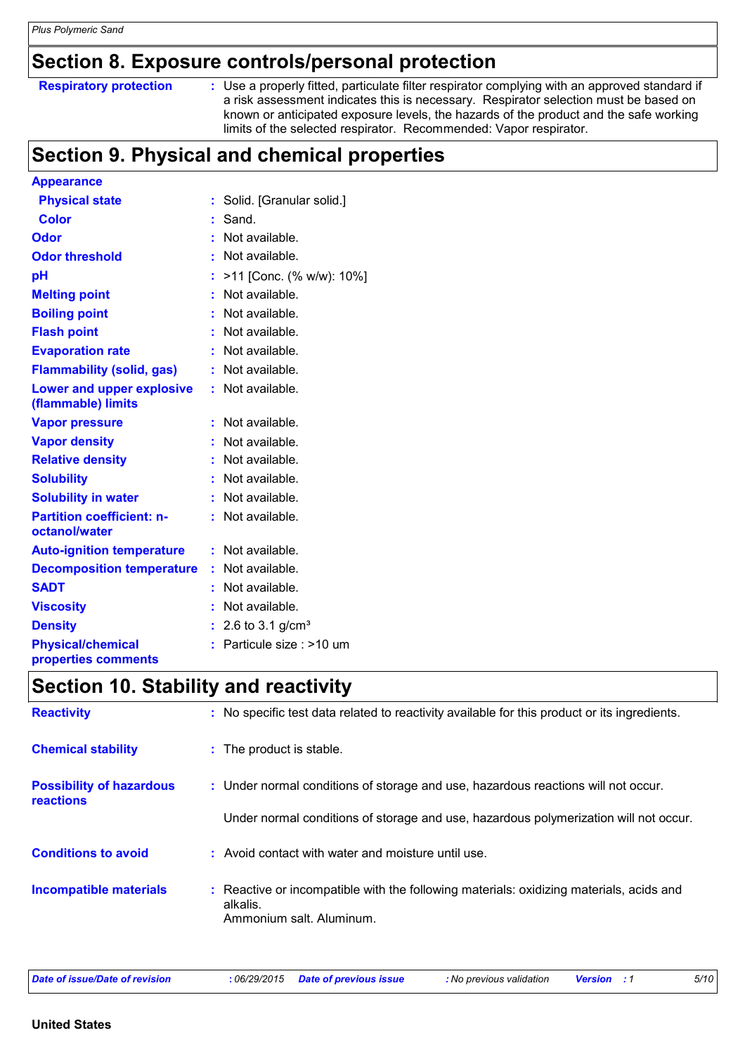## Section 8. Exposure controls/personal protection

**Respiratory protection** : Use a properly fitted, particulate filter respirator complying with an approved standard if a risk assessment indicates this is necessary. Respirator selection must be based on known or anticipated exposure levels, the hazards of the product and the safe working limits of the selected respirator. Recommended: Vapor respirator.

## Section 9. Physical and chemical properties

**Appearance**

| | | |
|---|---|---|
| **Physical state** | : | Solid. [Granular solid.] |
| **Color** | : | Sand. |
| **Odor** | : | Not available. |
| **Odor threshold** | : | Not available. |
| **pH** | : | >11 [Conc. (% w/w): 10%] |
| **Melting point** | : | Not available. |
| **Boiling point** | : | Not available. |
| **Flash point** | : | Not available. |
| **Evaporation rate** | : | Not available. |
| **Flammability (solid, gas)** | : | Not available. |
| **Lower and upper explosive (flammable) limits** | : | Not available. |
| **Vapor pressure** | : | Not available. |
| **Vapor density** | : | Not available. |
| **Relative density** | : | Not available. |
| **Solubility** | : | Not available. |
| **Solubility in water** | : | Not available. |
| **Partition coefficient: n-octanol/water** | : | Not available. |
| **Auto-ignition temperature** | : | Not available. |
| **Decomposition temperature** | : | Not available. |
| **SADT** | : | Not available. |
| **Viscosity** | : | Not available. |
| **Density** | : | 2.6 to 3.1 g/cm³ |
| **Physical/chemical properties comments** | : | Particle size : >10 um |

## Section 10. Stability and reactivity

**Reactivity** : No specific test data related to reactivity available for this product or its ingredients.

**Chemical stability** : The product is stable.

**Possibility of hazardous reactions** : Under normal conditions of storage and use, hazardous reactions will not occur.

Under normal conditions of storage and use, hazardous polymerization will not occur.

**Conditions to avoid** : Avoid contact with water and moisture until use.

**Incompatible materials** : Reactive or incompatible with the following materials: oxidizing materials, acids and alkalis.
Ammonium salt. Aluminum.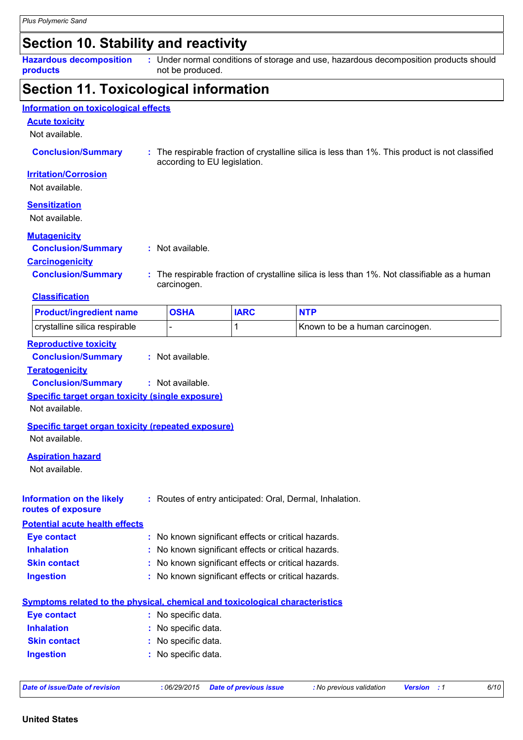# Section 10. Stability and reactivity

**Hazardous decomposition products** : Under normal conditions of storage and use, hazardous decomposition products should not be produced.

# Section 11. Toxicological information

## Information on toxicological effects

### Acute toxicity

Not available.

**Conclusion/Summary** : The respirable fraction of crystalline silica is less than 1%. This product is not classified according to EU legislation.

### Irritation/Corrosion

Not available.

### Sensitization

Not available.

### Mutagenicity

**Conclusion/Summary** : Not available.

### Carcinogenicity

**Conclusion/Summary** : The respirable fraction of crystalline silica is less than 1%. Not classifiable as a human carcinogen.

#### Classification

| Product/ingredient name | OSHA | IARC | NTP |
|---|---|---|---|
| crystalline silica respirable | - | 1 | Known to be a human carcinogen. |

### Reproductive toxicity

**Conclusion/Summary** : Not available.

### Teratogenicity

**Conclusion/Summary** : Not available.

### Specific target organ toxicity (single exposure)

Not available.

### Specific target organ toxicity (repeated exposure)

Not available.

### Aspiration hazard

Not available.

**Information on the likely routes of exposure** : Routes of entry anticipated: Oral, Dermal, Inhalation.

## Potential acute health effects

**Eye contact** : No known significant effects or critical hazards.
**Inhalation** : No known significant effects or critical hazards.
**Skin contact** : No known significant effects or critical hazards.
**Ingestion** : No known significant effects or critical hazards.

## Symptoms related to the physical, chemical and toxicological characteristics

**Eye contact** : No specific data.
**Inhalation** : No specific data.
**Skin contact** : No specific data.
**Ingestion** : No specific data.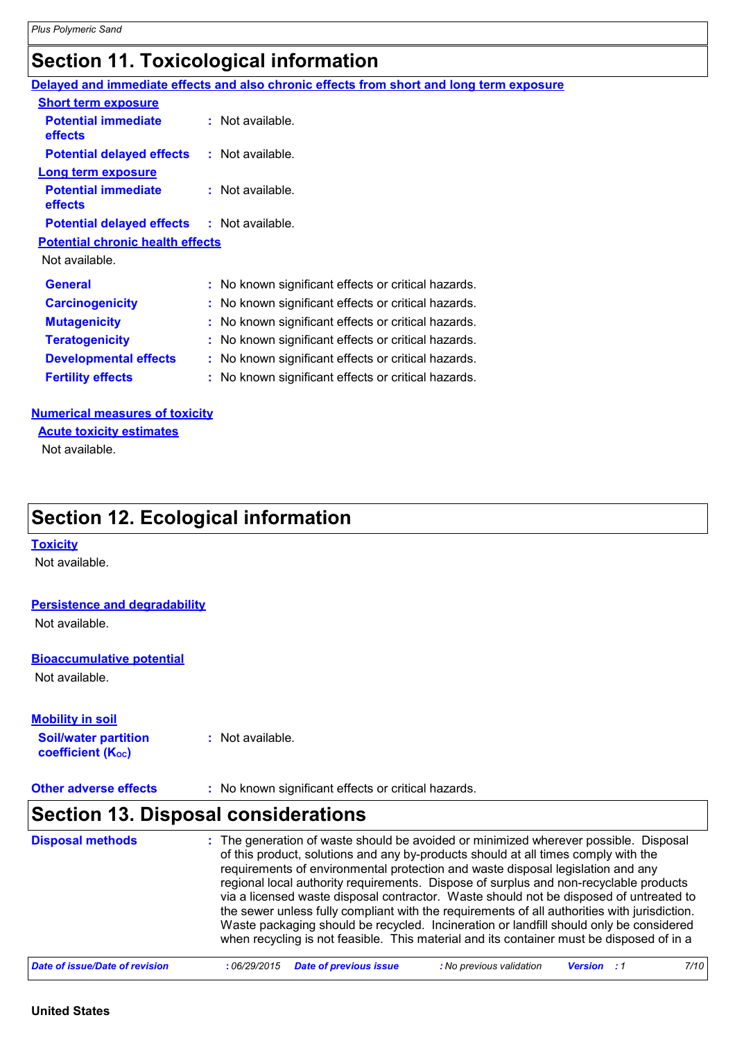# Section 11. Toxicological information

**Delayed and immediate effects and also chronic effects from short and long term exposure**

**Short term exposure**

**Potential immediate effects** : Not available.

**Potential delayed effects** : Not available.

**Long term exposure**

**Potential immediate effects** : Not available.

**Potential delayed effects** : Not available.

**Potential chronic health effects**

Not available.

| | |
|---|---|
| **General** | : No known significant effects or critical hazards. |
| **Carcinogenicity** | : No known significant effects or critical hazards. |
| **Mutagenicity** | : No known significant effects or critical hazards. |
| **Teratogenicity** | : No known significant effects or critical hazards. |
| **Developmental effects** | : No known significant effects or critical hazards. |
| **Fertility effects** | : No known significant effects or critical hazards. |

**Numerical measures of toxicity**

**Acute toxicity estimates**

Not available.

# Section 12. Ecological information

**Toxicity**

Not available.

**Persistence and degradability**

Not available.

**Bioaccumulative potential**

Not available.

**Mobility in soil**

**Soil/water partition coefficient ($K_{OC}$)** : Not available.

**Other adverse effects** : No known significant effects or critical hazards.

# Section 13. Disposal considerations

**Disposal methods** : The generation of waste should be avoided or minimized wherever possible. Disposal of this product, solutions and any by-products should at all times comply with the requirements of environmental protection and waste disposal legislation and any regional local authority requirements. Dispose of surplus and non-recyclable products via a licensed waste disposal contractor. Waste should not be disposed of untreated to the sewer unless fully compliant with the requirements of all authorities with jurisdiction. Waste packaging should be recycled. Incineration or landfill should only be considered when recycling is not feasible. This material and its container must be disposed of in a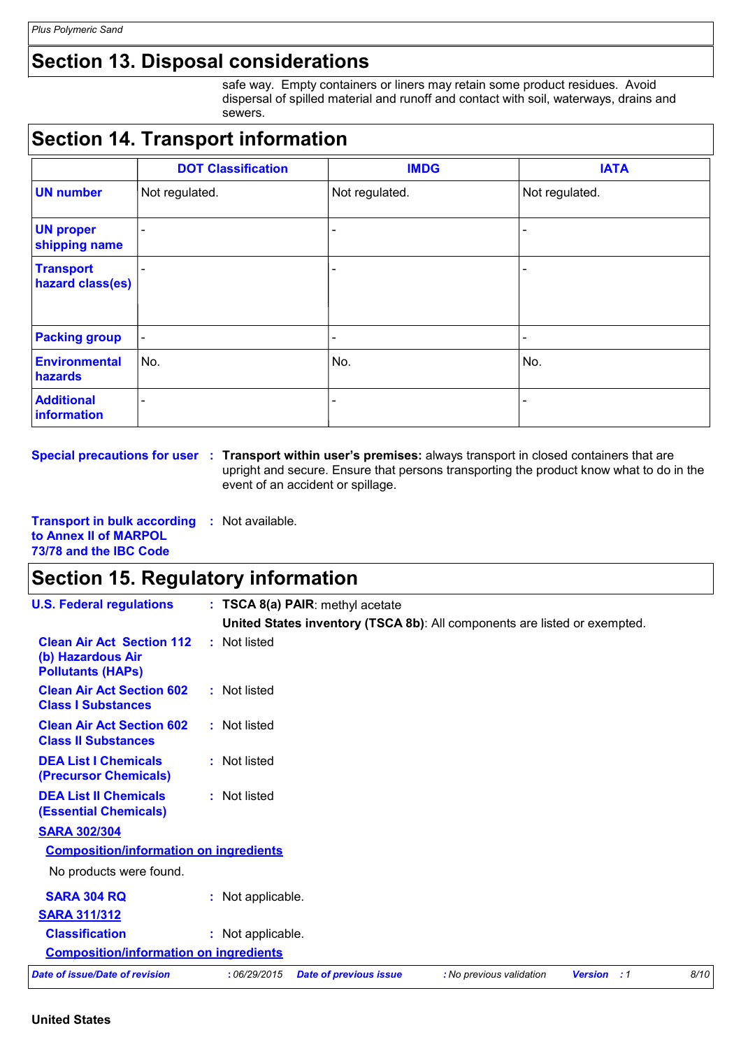## Section 13. Disposal considerations

safe way. Empty containers or liners may retain some product residues. Avoid dispersal of spilled material and runoff and contact with soil, waterways, drains and sewers.

## Section 14. Transport information

| | DOT Classification | IMDG | IATA |
|---|---|---|---|
| **UN number** | Not regulated. | Not regulated. | Not regulated. |
| **UN proper shipping name** | - | - | - |
| **Transport hazard class(es)** | - | - | - |
| **Packing group** | - | - | - |
| **Environmental hazards** | No. | No. | No. |
| **Additional information** | - | - | - |

**Special precautions for user** : **Transport within user's premises:** always transport in closed containers that are upright and secure. Ensure that persons transporting the product know what to do in the event of an accident or spillage.

**Transport in bulk according to Annex II of MARPOL 73/78 and the IBC Code** : Not available.

## Section 15. Regulatory information

**U.S. Federal regulations** : **TSCA 8(a) PAIR**: methyl acetate

**United States inventory (TSCA 8b)**: All components are listed or exempted.

**Clean Air Act Section 112 (b) Hazardous Air Pollutants (HAPs)** : Not listed

**Clean Air Act Section 602 Class I Substances** : Not listed

**Clean Air Act Section 602 Class II Substances** : Not listed

**DEA List I Chemicals (Precursor Chemicals)** : Not listed

**DEA List II Chemicals (Essential Chemicals)** : Not listed

**SARA 302/304**

**Composition/information on ingredients**

No products were found.

**SARA 304 RQ** : Not applicable.

**SARA 311/312**

**Classification** : Not applicable.

**Composition/information on ingredients**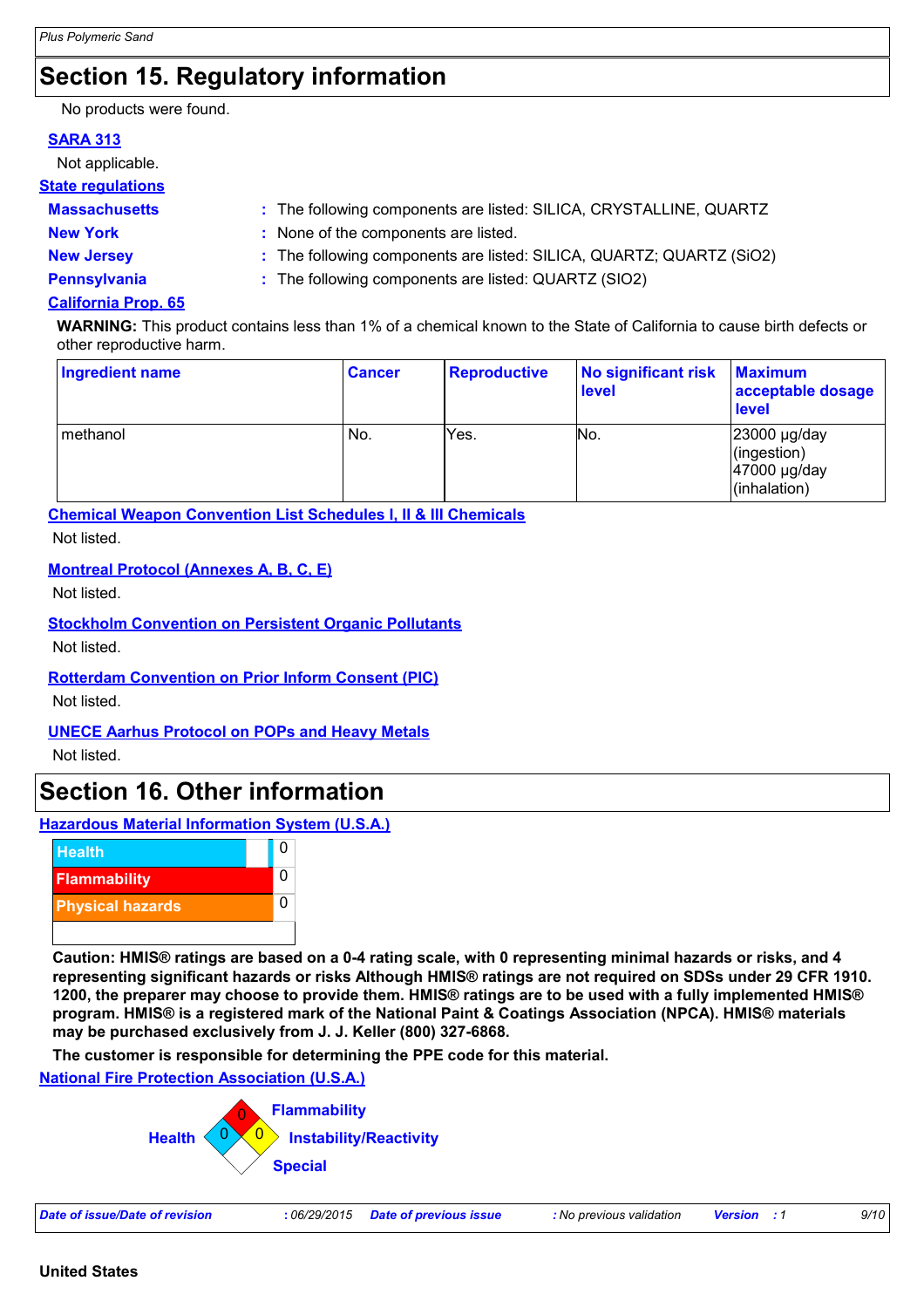## Section 15. Regulatory information

No products were found.

**SARA 313**

Not applicable.

**State regulations**

**Massachusetts** : The following components are listed: SILICA, CRYSTALLINE, QUARTZ

**New York** : None of the components are listed.

**New Jersey** : The following components are listed: SILICA, QUARTZ; QUARTZ ($SiO_2$)

**Pennsylvania** : The following components are listed: QUARTZ (SIO2)

**California Prop. 65**

**WARNING:** This product contains less than 1% of a chemical known to the State of California to cause birth defects or other reproductive harm.

| Ingredient name | Cancer | Reproductive | No significant risk level | Maximum acceptable dosage level |
|---|---|---|---|---|
| methanol | No. | Yes. | No. | 23000 µg/day (ingestion) 47000 µg/day (inhalation) |

**Chemical Weapon Convention List Schedules I, II & III Chemicals**

Not listed.

**Montreal Protocol (Annexes A, B, C, E)**

Not listed.

**Stockholm Convention on Persistent Organic Pollutants**

Not listed.

**Rotterdam Convention on Prior Inform Consent (PIC)**

Not listed.

**UNECE Aarhus Protocol on POPs and Heavy Metals**

Not listed.

## Section 16. Other information

**Hazardous Material Information System (U.S.A.)**

| | |
|---|---|
| Health | 0 |
| Flammability | 0 |
| Physical hazards | 0 |

**Caution: HMIS® ratings are based on a 0-4 rating scale, with 0 representing minimal hazards or risks, and 4 representing significant hazards or risks Although HMIS® ratings are not required on SDSs under 29 CFR 1910. 1200, the preparer may choose to provide them. HMIS® ratings are to be used with a fully implemented HMIS® program. HMIS® is a registered mark of the National Paint & Coatings Association (NPCA). HMIS® materials may be purchased exclusively from J. J. Keller (800) 327-6868.**

**The customer is responsible for determining the PPE code for this material.**

**National Fire Protection Association (U.S.A.)**

Health: 0

Flammability: 0

Instability/Reactivity: 0

Special

*Date of issue/Date of revision* : 06/29/2015 *Date of previous issue* : No previous validation *Version* : 1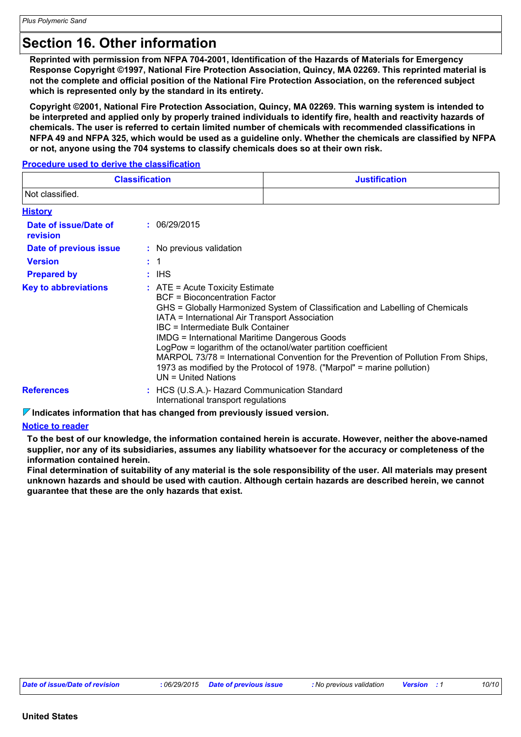# Section 16. Other information

**Reprinted with permission from NFPA 704-2001, Identification of the Hazards of Materials for Emergency Response Copyright ©1997, National Fire Protection Association, Quincy, MA 02269. This reprinted material is not the complete and official position of the National Fire Protection Association, on the referenced subject which is represented only by the standard in its entirety.**

**Copyright ©2001, National Fire Protection Association, Quincy, MA 02269. This warning system is intended to be interpreted and applied only by properly trained individuals to identify fire, health and reactivity hazards of chemicals. The user is referred to certain limited number of chemicals with recommended classifications in NFPA 49 and NFPA 325, which would be used as a guideline only. Whether the chemicals are classified by NFPA or not, anyone using the 704 systems to classify chemicals does so at their own risk.**

## Procedure used to derive the classification

| Classification | Justification |
|---|---|
| Not classified. | |

## History

**Date of issue/Date of revision** : 06/29/2015

**Date of previous issue** : No previous validation

**Version** : 1

**Prepared by** : IHS

**Key to abbreviations** :
ATE = Acute Toxicity Estimate
BCF = Bioconcentration Factor
GHS = Globally Harmonized System of Classification and Labelling of Chemicals
IATA = International Air Transport Association
IBC = Intermediate Bulk Container
IMDG = International Maritime Dangerous Goods
LogPow = logarithm of the octanol/water partition coefficient
MARPOL 73/78 = International Convention for the Prevention of Pollution From Ships, 1973 as modified by the Protocol of 1978. ("Marpol" = marine pollution)
UN = United Nations

**References** :
HCS (U.S.A.)- Hazard Communication Standard
International transport regulations

**Indicates information that has changed from previously issued version.**

## Notice to reader

**To the best of our knowledge, the information contained herein is accurate. However, neither the above-named supplier, nor any of its subsidiaries, assumes any liability whatsoever for the accuracy or completeness of the information contained herein.**
**Final determination of suitability of any material is the sole responsibility of the user. All materials may present unknown hazards and should be used with caution. Although certain hazards are described herein, we cannot guarantee that these are the only hazards that exist.**